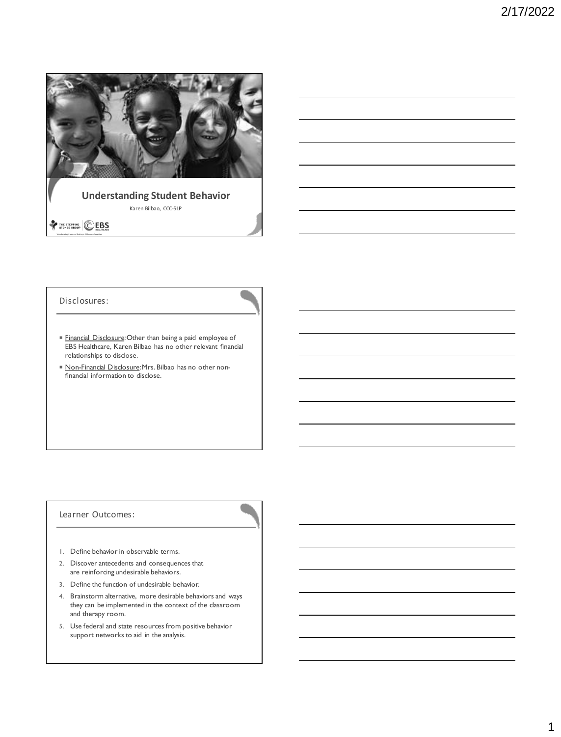# Understanding Student Behavior

Karen Bilbao, CCC-SLP

THE STEPPING STONES GROUP | EBS HEALTHCARE

## Disclosures:

- Financial Disclosure: Other than being a paid employee of EBS Healthcare, Karen Bilbao has no other relevant financial relationships to disclose.
- Non-Financial Disclosure: Mrs. Bilbao has no other non-financial information to disclose.

## Learner Outcomes:

1. Define behavior in observable terms.
2. Discover antecedents and consequences that are reinforcing undesirable behaviors.
3. Define the function of undesirable behavior.
4. Brainstorm alternative, more desirable behaviors and ways they can be implemented in the context of the classroom and therapy room.
5. Use federal and state resources from positive behavior support networks to aid in the analysis.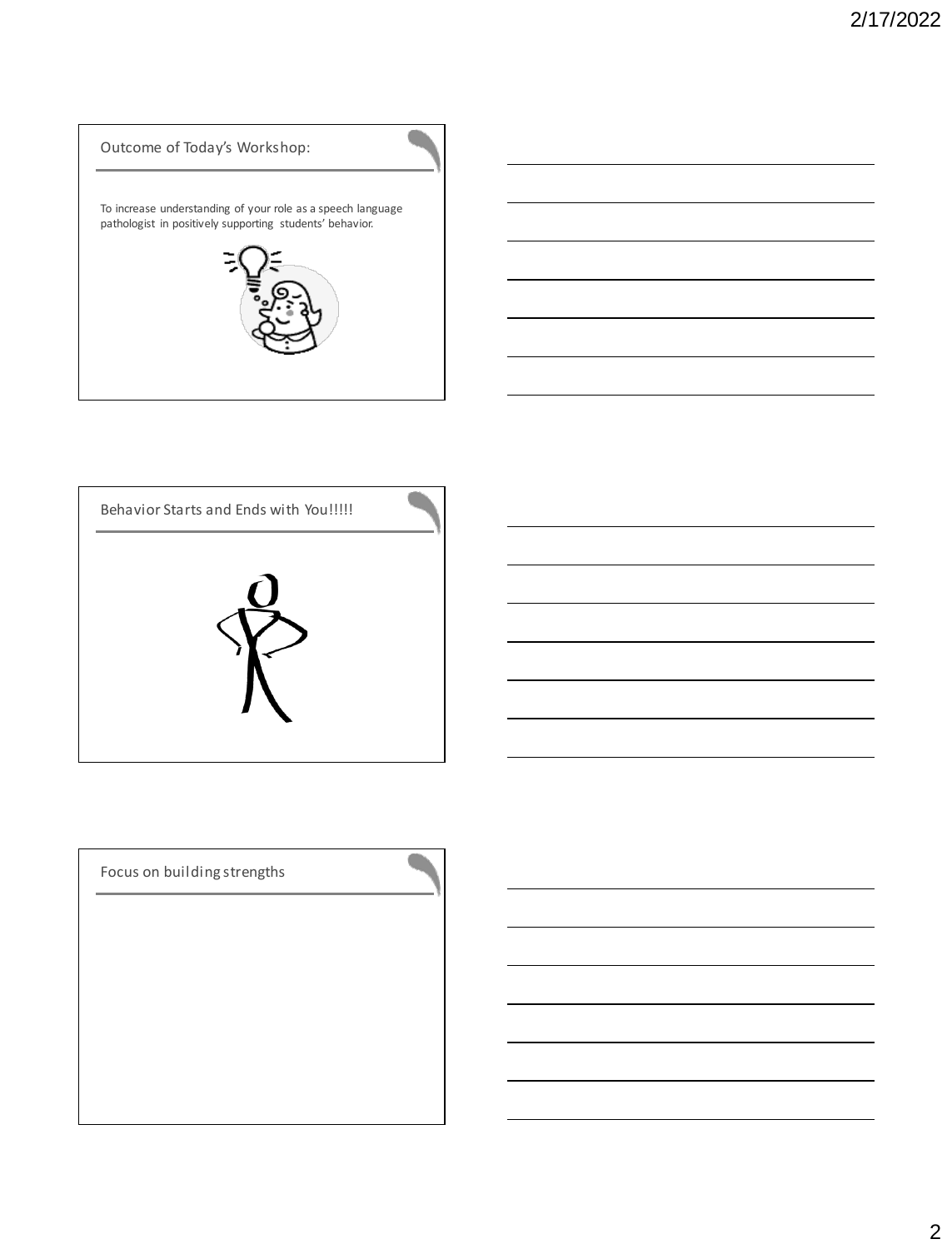## Outcome of Today's Workshop:

To increase understanding of your role as a speech language pathologist in positively supporting students' behavior.

## Behavior Starts and Ends with You!!!!!

## Focus on building strengths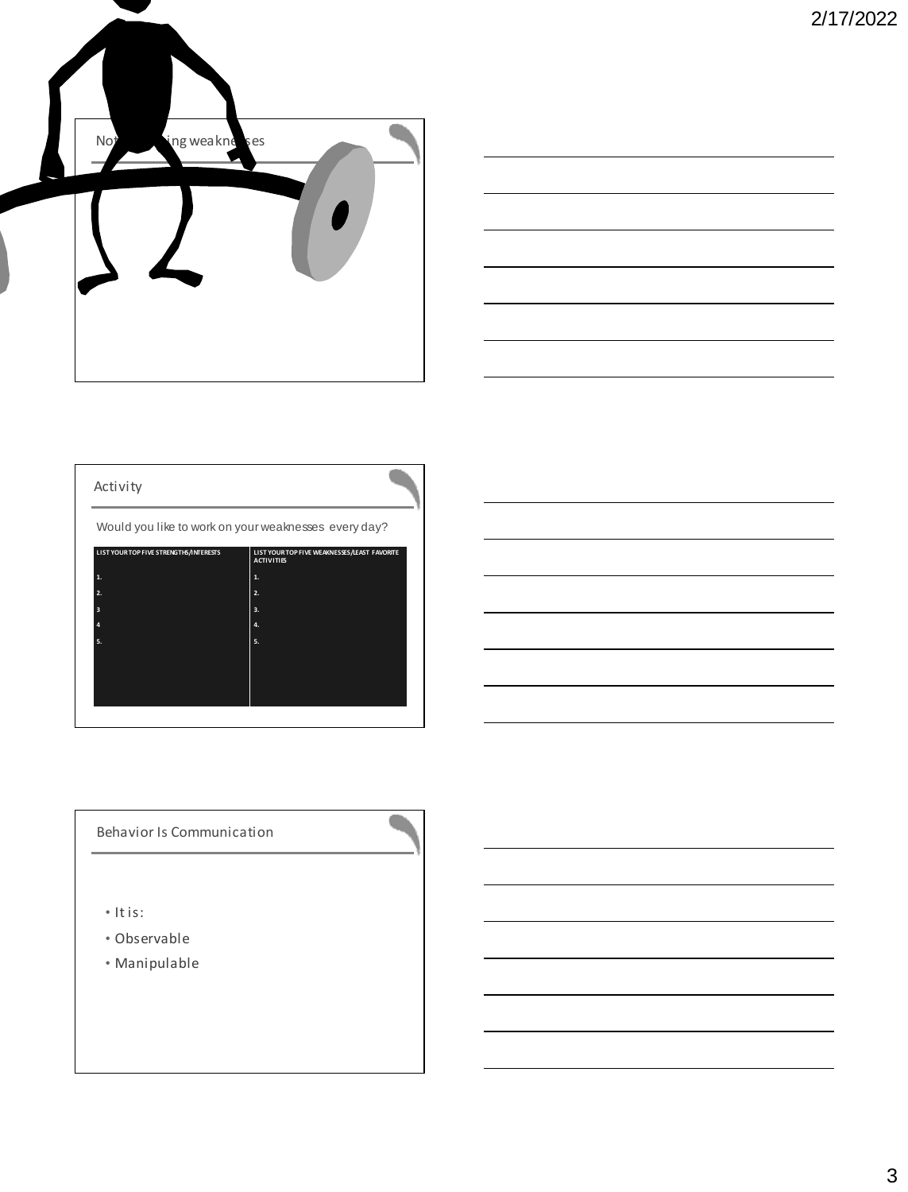## Not ... ing weaknesses

## Activity

Would you like to work on your weaknesses every day?

| LIST YOUR TOP FIVE STRENGTHS/INTERESTS | LIST YOUR TOP FIVE WEAKNESSES/LEAST FAVORITE ACTIVITIES |
|---|---|
| 1. | 1. |
| 2. | 2. |
| 3 | 3. |
| 4 | 4. |
| 5. | 5. |

## Behavior Is Communication

- It is:
- Observable
- Manipulable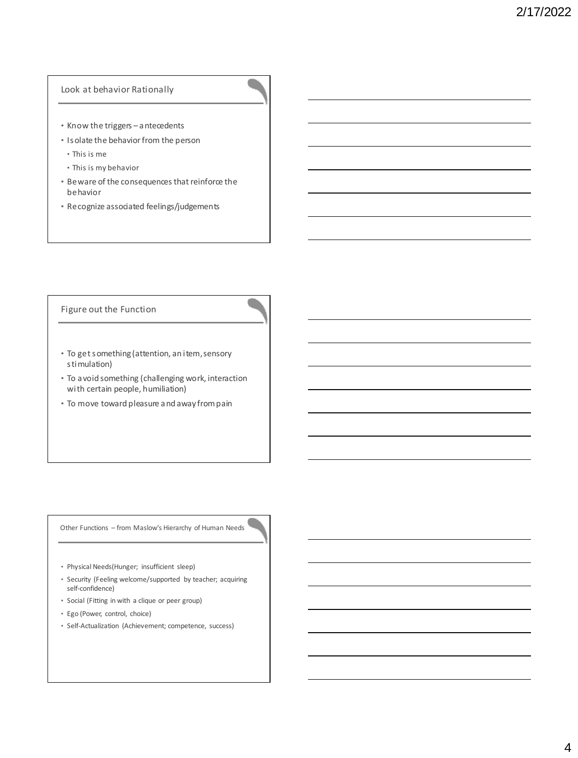## Look at behavior Rationally

- Know the triggers – antecedents
- Isolate the behavior from the person
  - This is me
  - This is my behavior
- Beware of the consequences that reinforce the behavior
- Recognize associated feelings/judgements

## Figure out the Function

- To get something (attention, an item, sensory stimulation)
- To avoid something (challenging work, interaction with certain people, humiliation)
- To move toward pleasure and away from pain

## Other Functions – from Maslow's Hierarchy of Human Needs

- Physical Needs(Hunger; insufficient sleep)
- Security (Feeling welcome/supported by teacher; acquiring self-confidence)
- Social (Fitting in with a clique or peer group)
- Ego (Power, control, choice)
- Self-Actualization (Achievement; competence, success)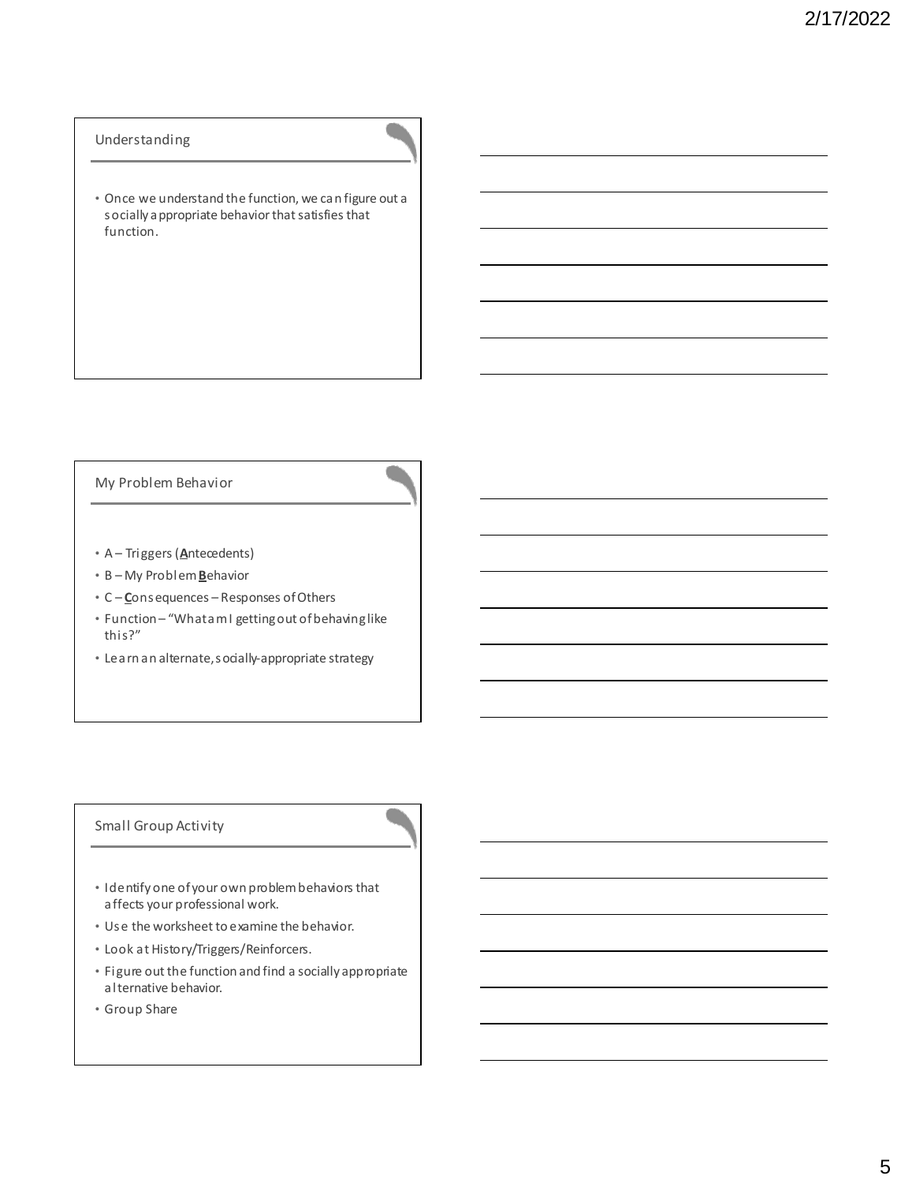## Understanding

- Once we understand the function, we can figure out a socially appropriate behavior that satisfies that function.

## My Problem Behavior

- A – Triggers (**A**ntecedents)
- B – My Problem **B**ehavior
- C – **C**onsequences – Responses of Others
- Function – "What am I getting out of behaving like this?"
- Learn an alternate, socially-appropriate strategy

## Small Group Activity

- Identify one of your own problem behaviors that affects your professional work.
- Use the worksheet to examine the behavior.
- Look at History/Triggers/Reinforcers.
- Figure out the function and find a socially appropriate alternative behavior.
- Group Share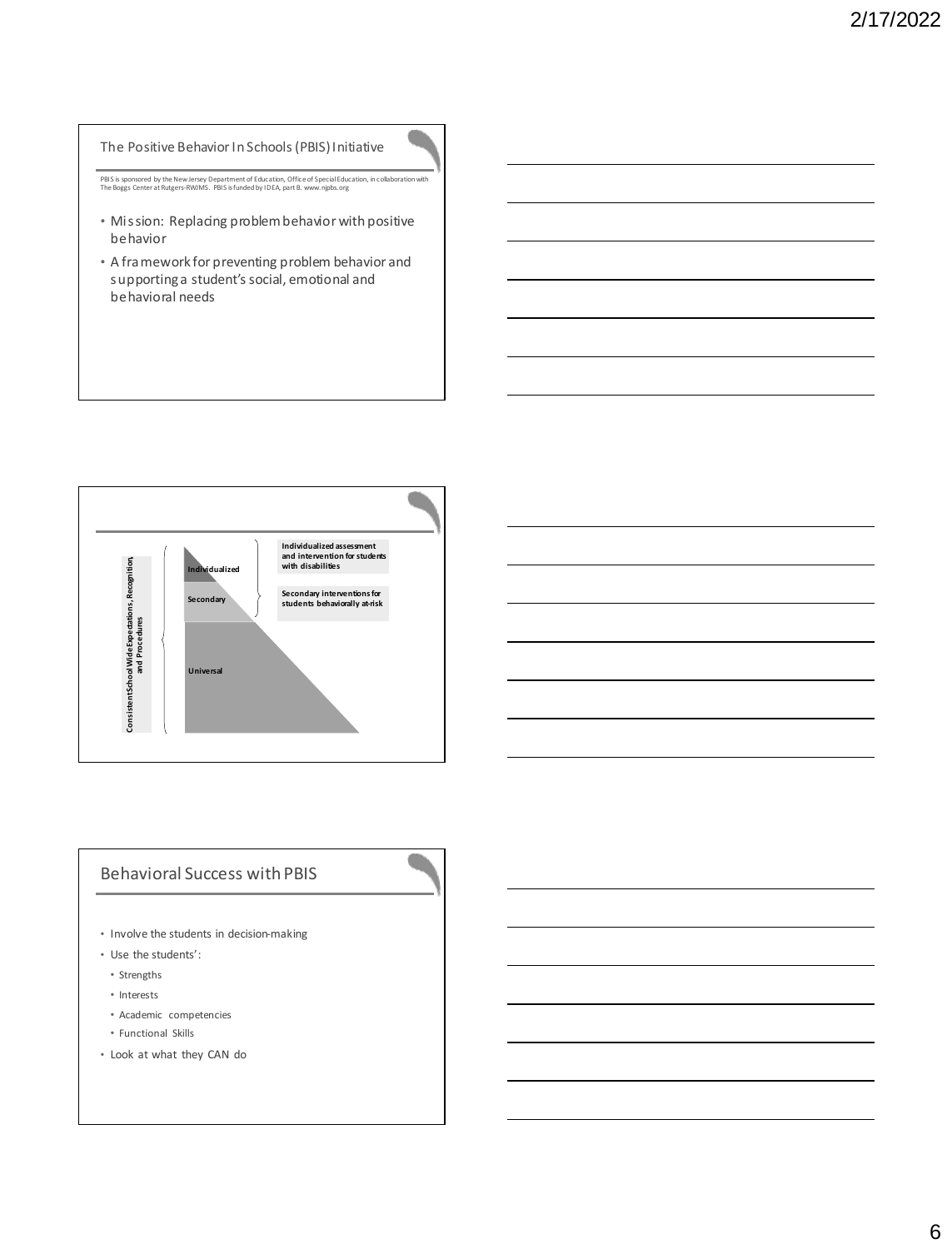## The Positive Behavior In Schools (PBIS) Initiative

PBIS is sponsored by the New Jersey Department of Education, Office of Special Education, in collaboration with The Boggs Center at Rutgers-RWJMS. PBIS is funded by IDEA, part B. www.njpbs.org

- Mission: Replacing problem behavior with positive behavior
- A framework for preventing problem behavior and supporting a student's social, emotional and behavioral needs

Consistent School Wide Expectations, Recognition, and Procedures

Individualized

Secondary

Universal

Individualized assessment and intervention for students with disabilities

Secondary interventions for students behaviorally at-risk

## Behavioral Success with PBIS

- Involve the students in decision-making
- Use the students':
  - Strengths
  - Interests
  - Academic competencies
  - Functional Skills
- Look at what they CAN do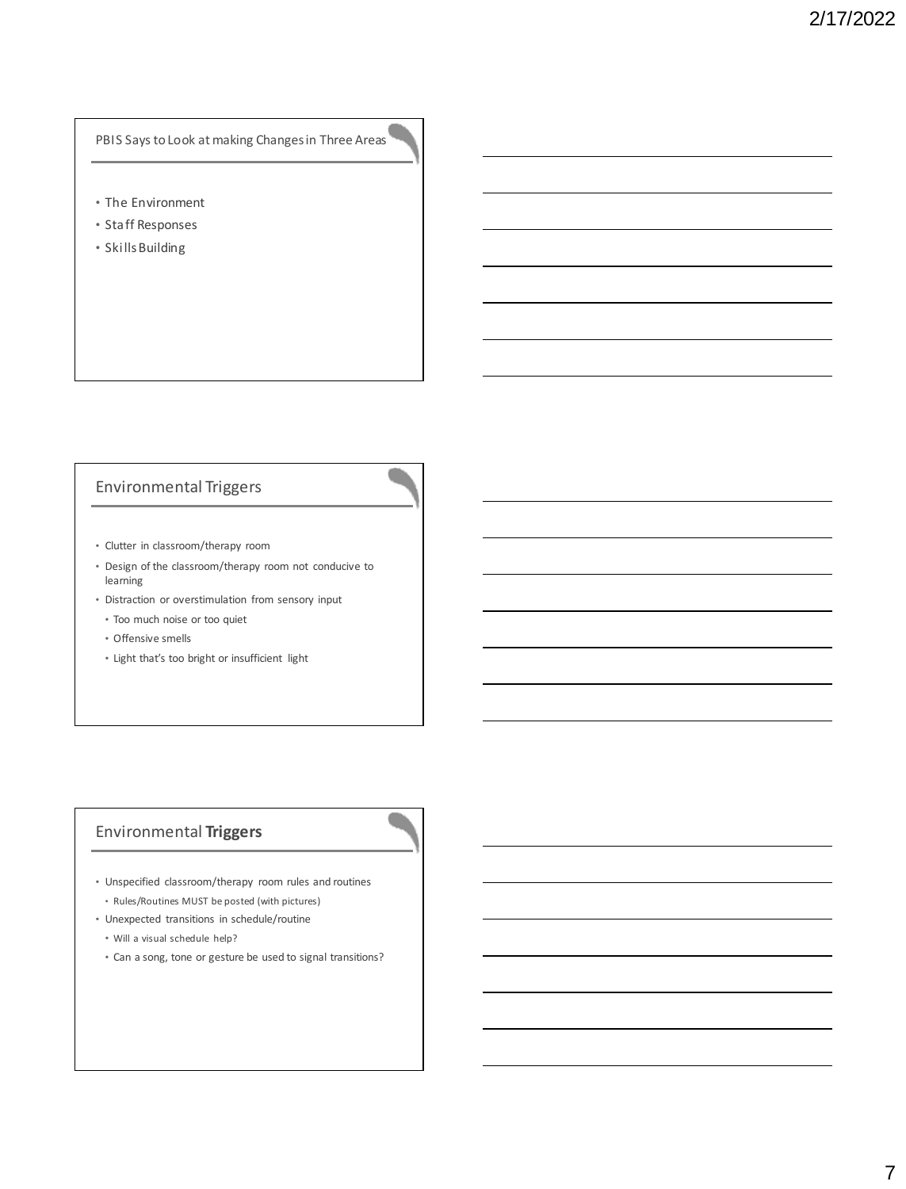## PBIS Says to Look at making Changes in Three Areas

- The Environment
- Staff Responses
- Skills Building

## Environmental Triggers

- Clutter in classroom/therapy room
- Design of the classroom/therapy room not conducive to learning
- Distraction or overstimulation from sensory input
  - Too much noise or too quiet
  - Offensive smells
  - Light that's too bright or insufficient light

## Environmental **Triggers**

- Unspecified classroom/therapy room rules and routines
  - Rules/Routines MUST be posted (with pictures)
- Unexpected transitions in schedule/routine
  - Will a visual schedule help?
  - Can a song, tone or gesture be used to signal transitions?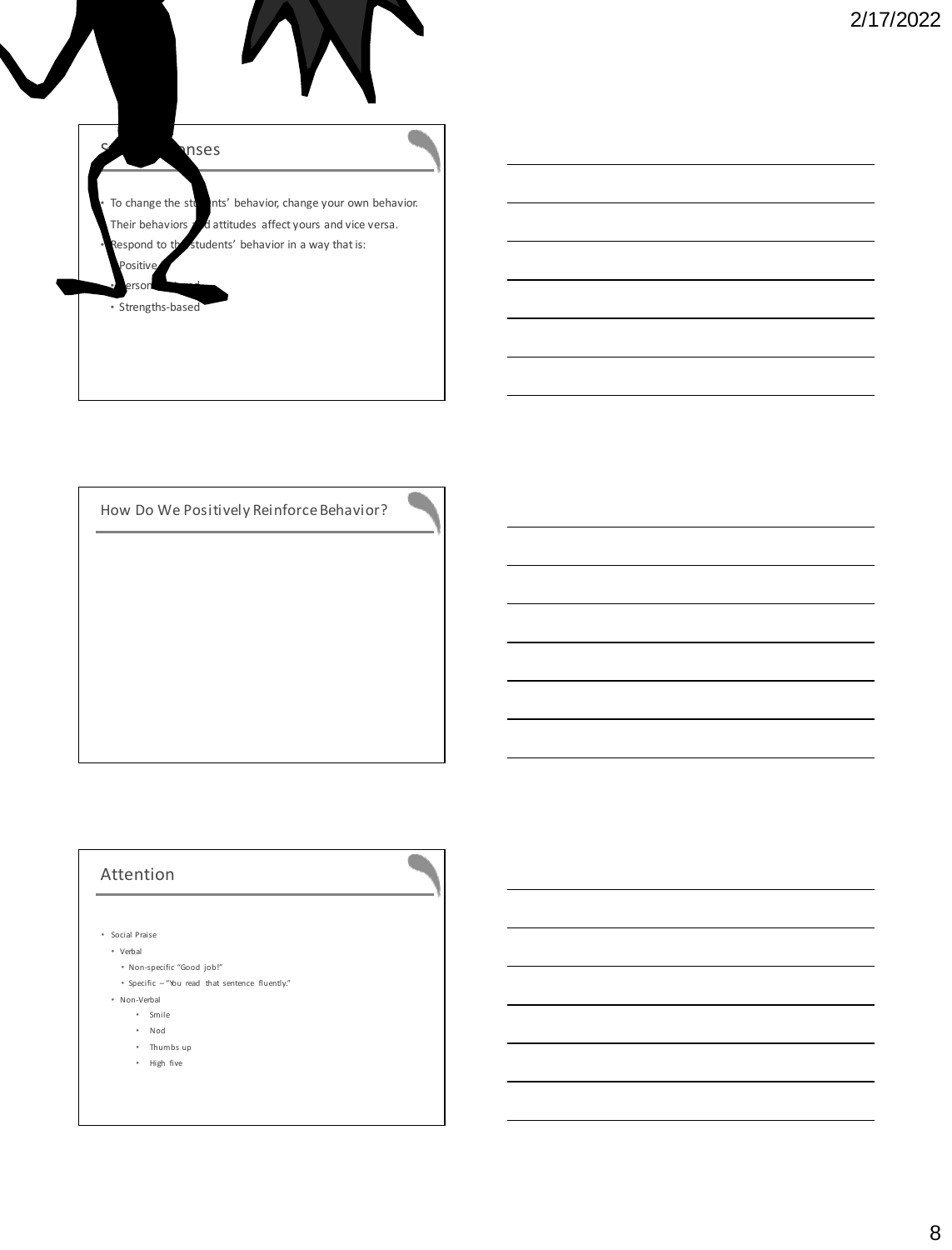## S… onses

- To change the students' behavior, change your own behavior. Their behaviors and attitudes affect yours and vice versa.
- Respond to the students' behavior in a way that is:
  - Positive
  - Person…
  - Strengths-based

## How Do We Positively Reinforce Behavior?

## Attention

- Social Praise
  - Verbal
    - Non-specific "Good job!"
    - Specific – "You read that sentence fluently."
  - Non-Verbal
    - Smile
    - Nod
    - Thumbs up
    - High five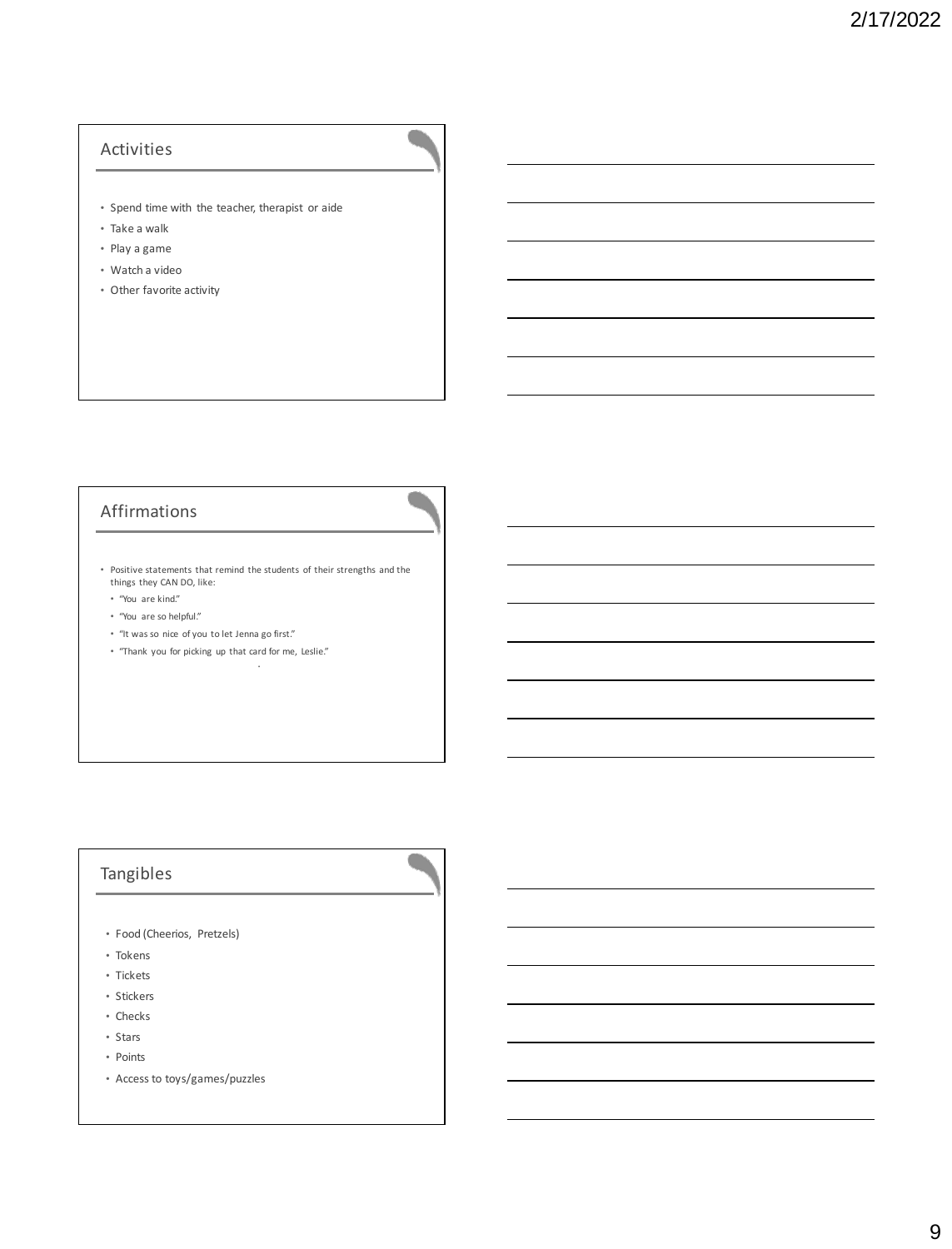## Activities

- Spend time with the teacher, therapist or aide
- Take a walk
- Play a game
- Watch a video
- Other favorite activity

## Affirmations

- Positive statements that remind the students of their strengths and the things they CAN DO, like:
  - "You are kind."
  - "You are so helpful."
  - "It was so nice of you to let Jenna go first."
  - "Thank you for picking up that card for me, Leslie."

## Tangibles

- Food (Cheerios, Pretzels)
- Tokens
- Tickets
- Stickers
- Checks
- Stars
- Points
- Access to toys/games/puzzles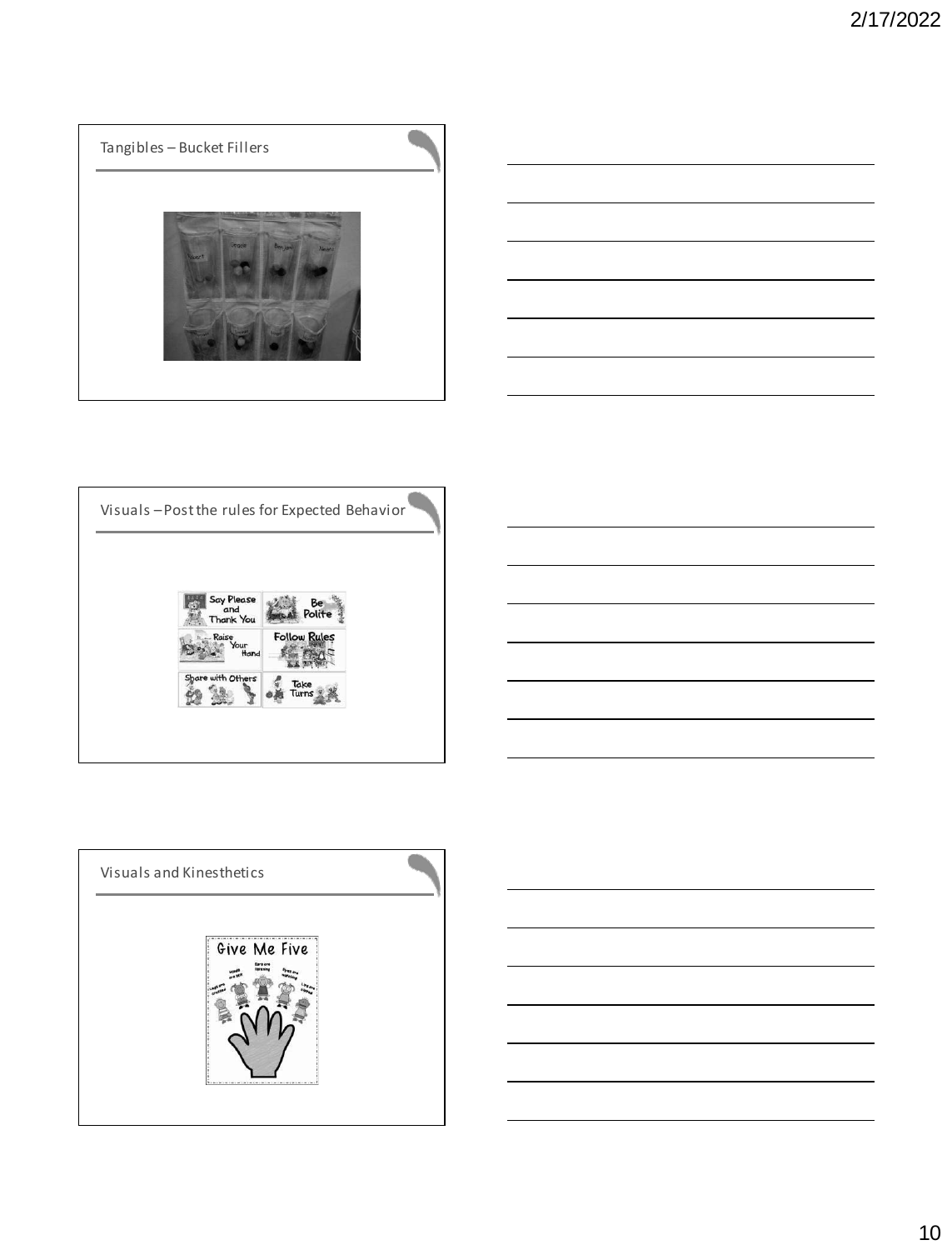## Tangibles – Bucket Fillers

## Visuals – Post the rules for Expected Behavior

## Visuals and Kinesthetics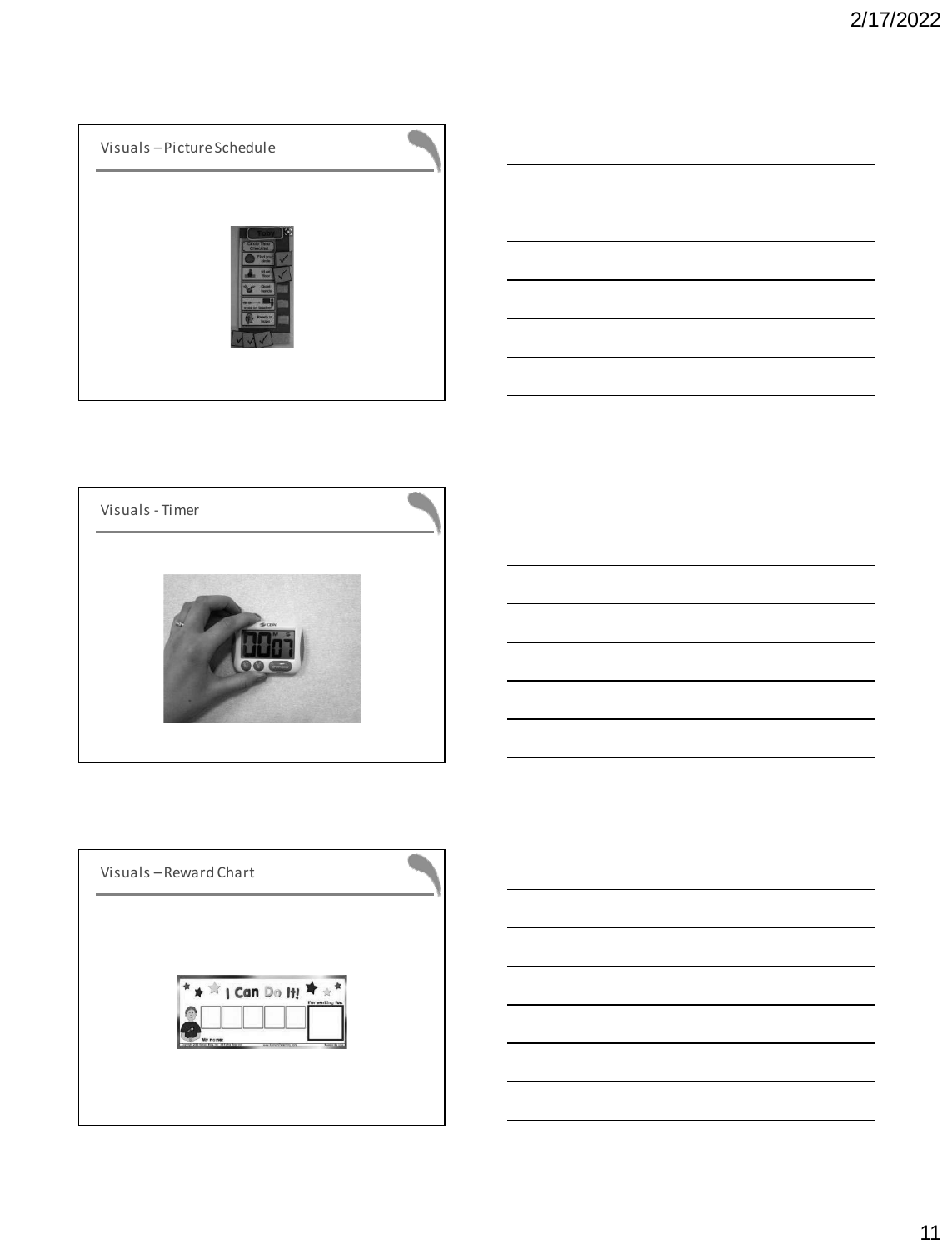## Visuals – Picture Schedule

## Visuals - Timer

## Visuals – Reward Chart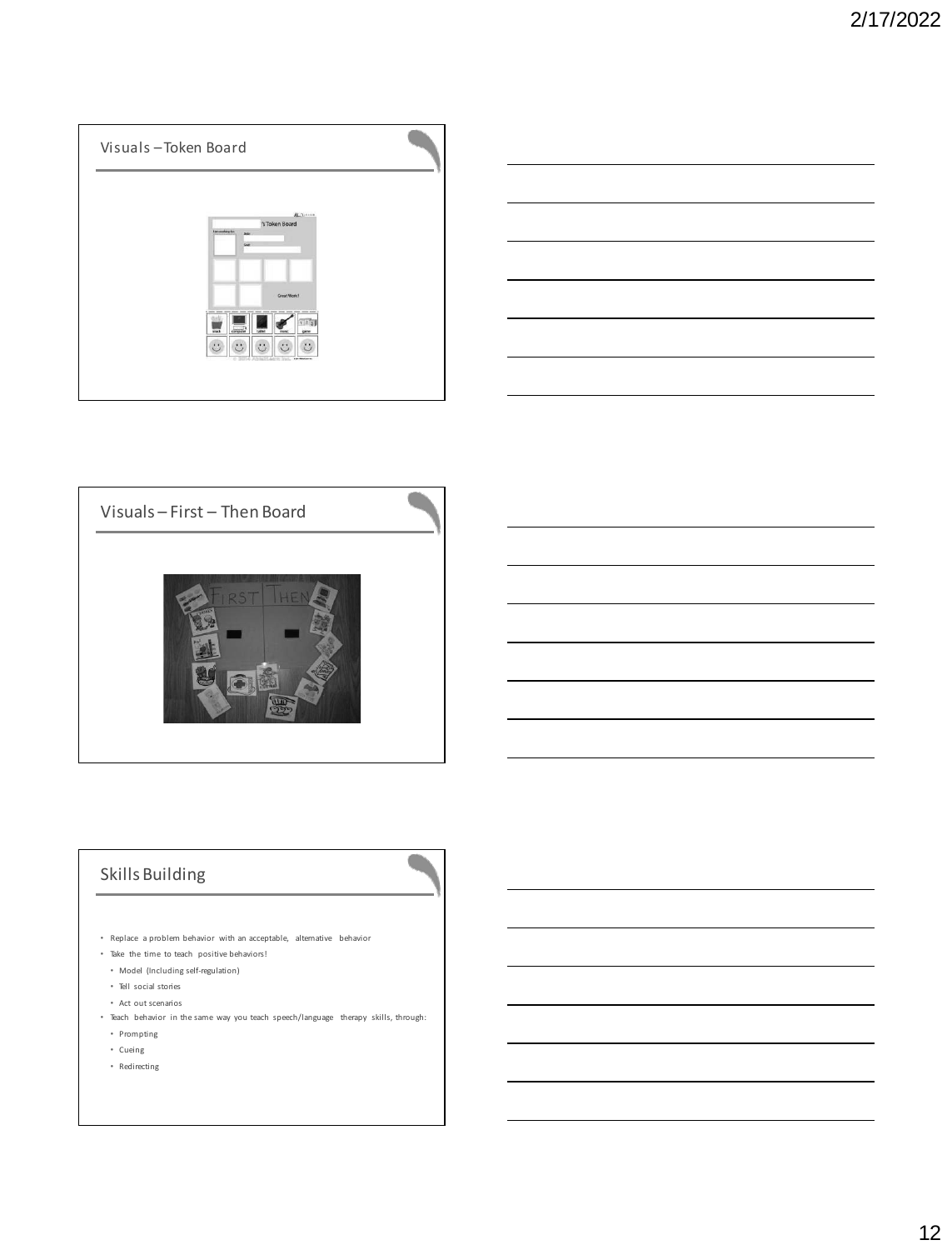## Visuals – Token Board

## Visuals – First – Then Board

## Skills Building

- Replace a problem behavior with an acceptable, alternative behavior
- Take the time to teach positive behaviors!
  - Model (Including self-regulation)
  - Tell social stories
  - Act out scenarios
- Teach behavior in the same way you teach speech/language therapy skills, through:
  - Prompting
  - Cueing
  - Redirecting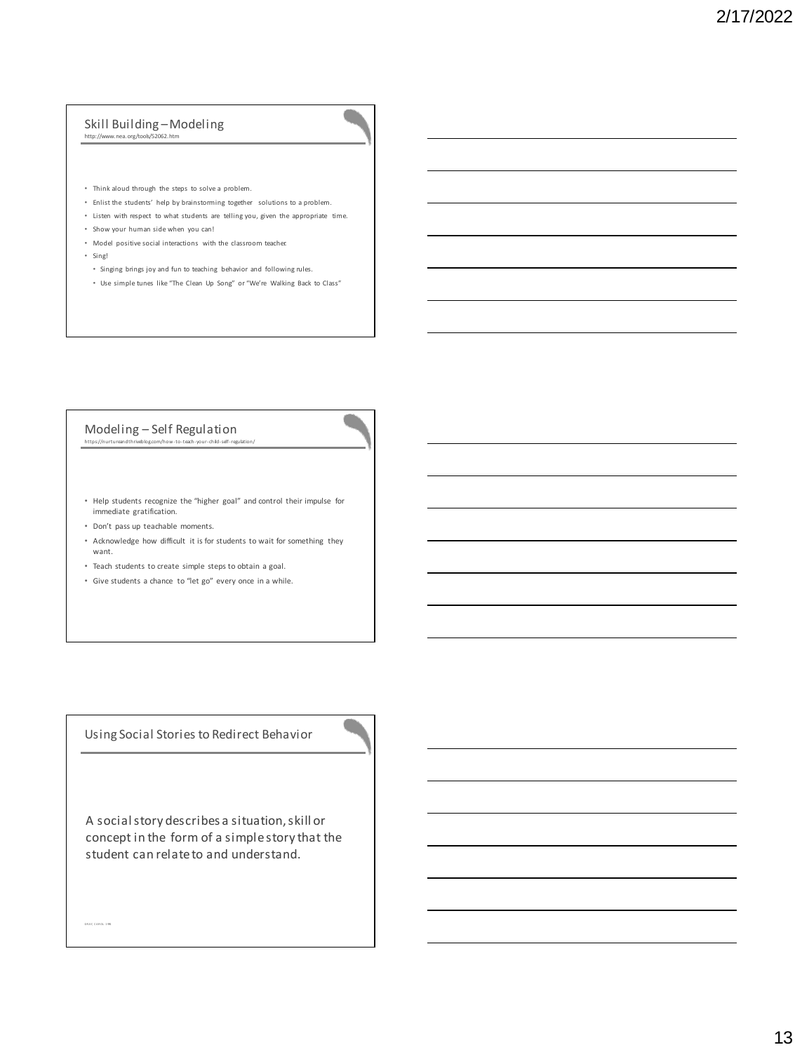## Skill Building – Modeling

http://www.nea.org/tools/52062.htm

- Think aloud through the steps to solve a problem.
- Enlist the students' help by brainstorming together solutions to a problem.
- Listen with respect to what students are telling you, given the appropriate time.
- Show your human side when you can!
- Model positive social interactions with the classroom teacher.
- Sing!
  - Singing brings joy and fun to teaching behavior and following rules.
  - Use simple tunes like "The Clean Up Song" or "We're Walking Back to Class"

## Modeling – Self Regulation

https://nurtureandthriveblog.com/how-to-teach-your-child-self-regulation/

- Help students recognize the "higher goal" and control their impulse for immediate gratification.
- Don't pass up teachable moments.
- Acknowledge how difficult it is for students to wait for something they want.
- Teach students to create simple steps to obtain a goal.
- Give students a chance to "let go" every once in a while.

## Using Social Stories to Redirect Behavior

A social story describes a situation, skill or concept in the form of a simple story that the student can relate to and understand.

GRAY CAROL 1991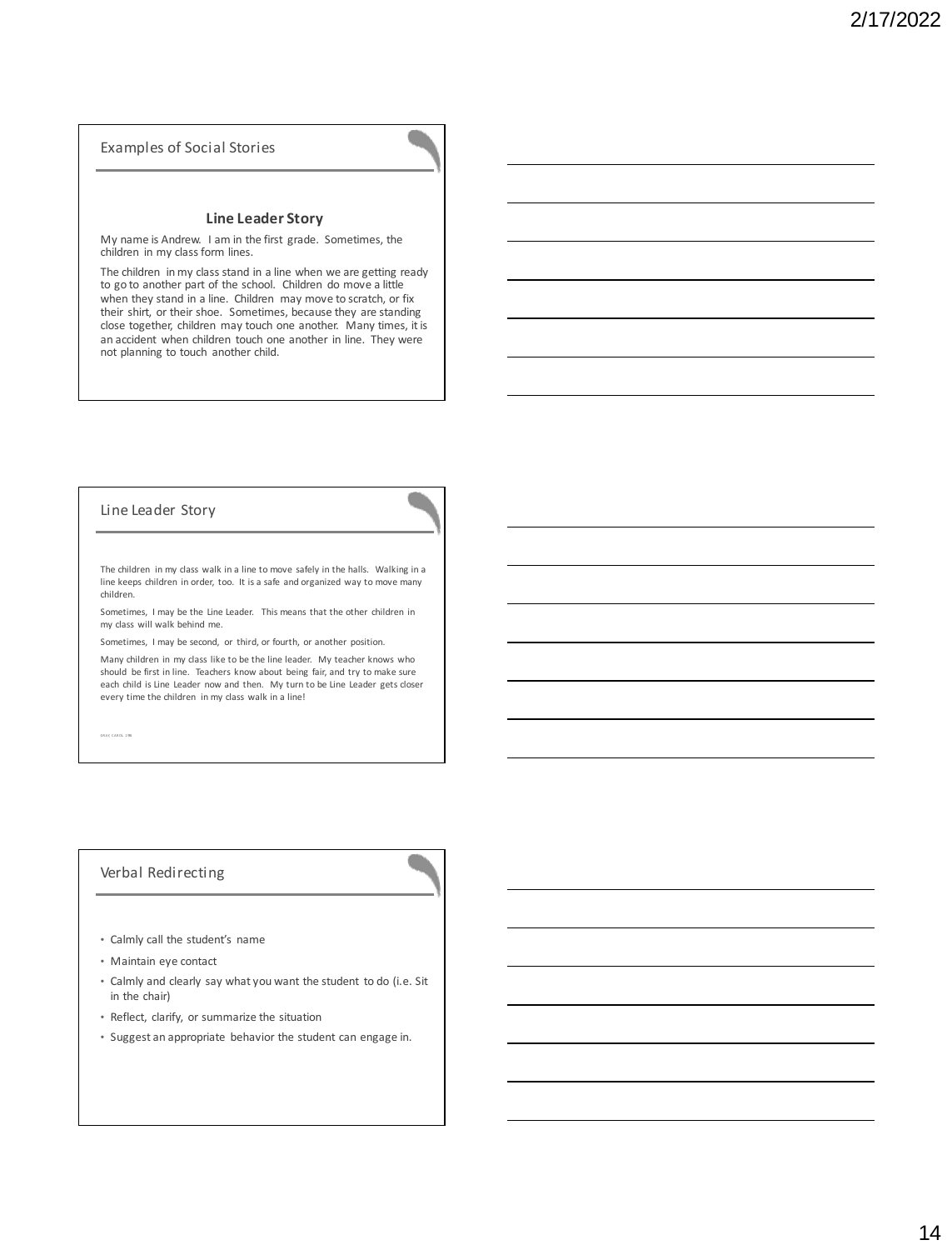## Examples of Social Stories

### Line Leader Story

My name is Andrew. I am in the first grade. Sometimes, the children in my class form lines.

The children in my class stand in a line when we are getting ready to go to another part of the school. Children do move a little when they stand in a line. Children may move to scratch, or fix their shirt, or their shoe. Sometimes, because they are standing close together, children may touch one another. Many times, it is an accident when children touch one another in line. They were not planning to touch another child.

## Line Leader Story

The children in my class walk in a line to move safely in the halls. Walking in a line keeps children in order, too. It is a safe and organized way to move many children.

Sometimes, I may be the Line Leader. This means that the other children in my class will walk behind me.

Sometimes, I may be second, or third, or fourth, or another position.

Many children in my class like to be the line leader. My teacher knows who should be first in line. Teachers know about being fair, and try to make sure each child is Line Leader now and then. My turn to be Line Leader gets closer every time the children in my class walk in a line!

GRAY CAROL 1998

## Verbal Redirecting

- Calmly call the student's name
- Maintain eye contact
- Calmly and clearly say what you want the student to do (i.e. Sit in the chair)
- Reflect, clarify, or summarize the situation
- Suggest an appropriate behavior the student can engage in.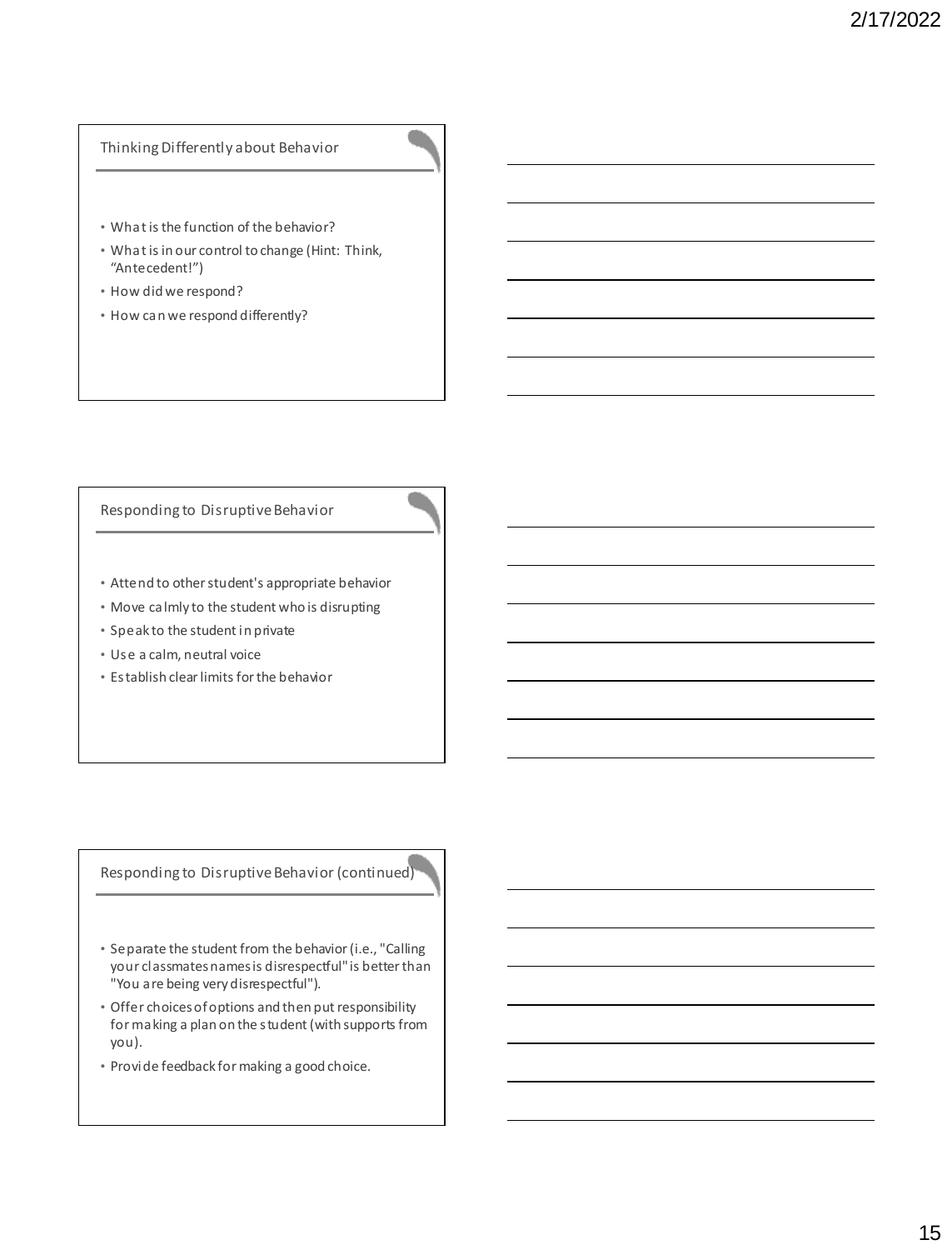## Thinking Differently about Behavior

- What is the function of the behavior?
- What is in our control to change (Hint: Think, "Antecedent!")
- How did we respond?
- How can we respond differently?

## Responding to Disruptive Behavior

- Attend to other student's appropriate behavior
- Move calmly to the student who is disrupting
- Speak to the student in private
- Use a calm, neutral voice
- Establish clear limits for the behavior

## Responding to Disruptive Behavior (continued)

- Separate the student from the behavior (i.e., "Calling your classmates names is disrespectful" is better than "You are being very disrespectful").
- Offer choices of options and then put responsibility for making a plan on the student (with supports from you).
- Provide feedback for making a good choice.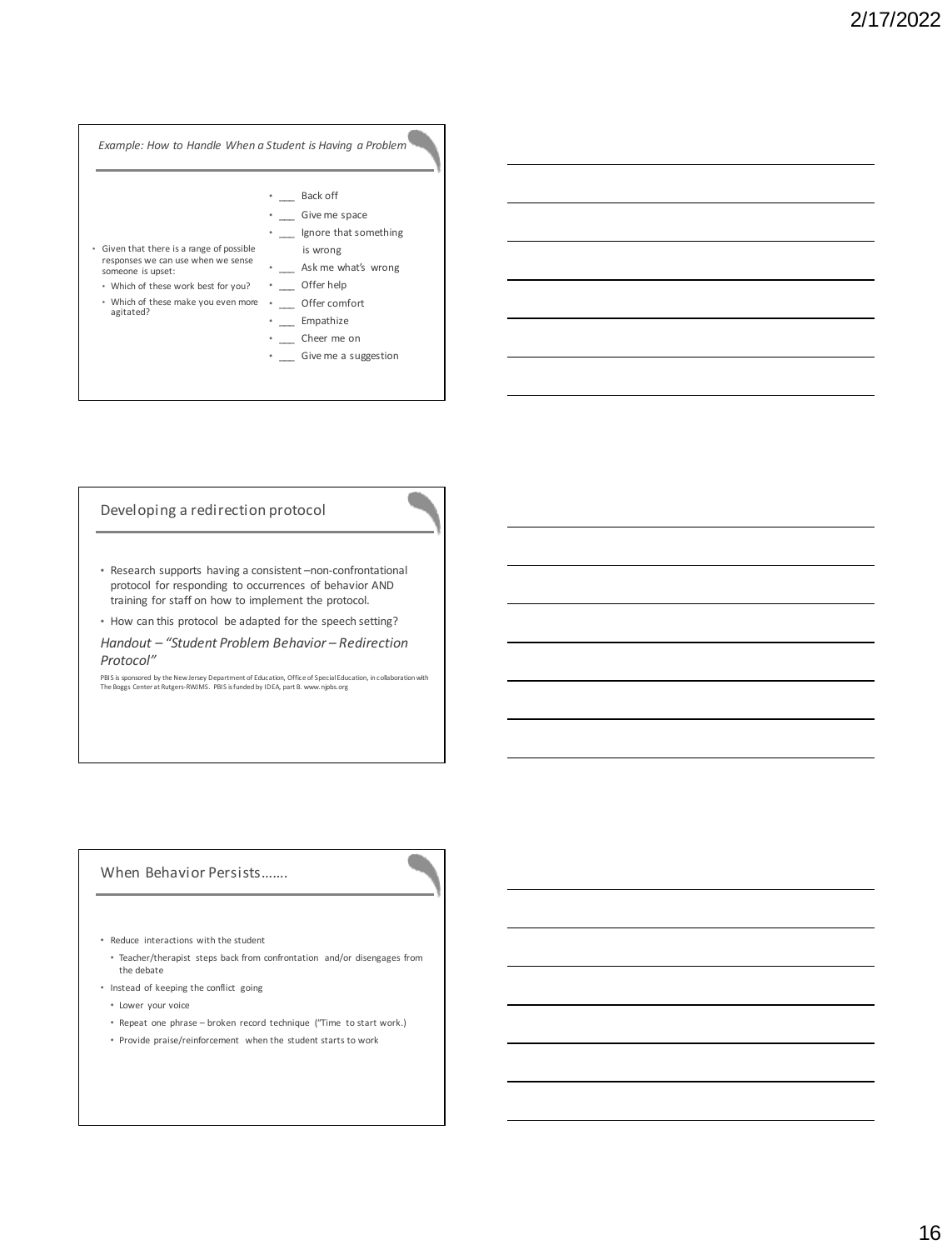## Example: How to Handle When a Student is Having a Problem

- Given that there is a range of possible responses we can use when we sense someone is upset:
  - Which of these work best for you?
  - Which of these make you even more agitated?

- ___ Back off
- ___ Give me space
- ___ Ignore that something is wrong
- ___ Ask me what's wrong
- ___ Offer help
- ___ Offer comfort
- ___ Empathize
- ___ Cheer me on
- ___ Give me a suggestion

## Developing a redirection protocol

- Research supports having a consistent –non-confrontational protocol for responding to occurrences of behavior AND training for staff on how to implement the protocol.
- How can this protocol be adapted for the speech setting?

*Handout – "Student Problem Behavior – Redirection Protocol"*

PBIS is sponsored by the New Jersey Department of Education, Office of Special Education, in collaboration with The Boggs Center at Rutgers-RWJMS. PBIS is funded by IDEA, part B. www.njpbs.org

## When Behavior Persists…….

- Reduce interactions with the student
  - Teacher/therapist steps back from confrontation and/or disengages from the debate
- Instead of keeping the conflict going
  - Lower your voice
  - Repeat one phrase – broken record technique ("Time to start work.)
  - Provide praise/reinforcement when the student starts to work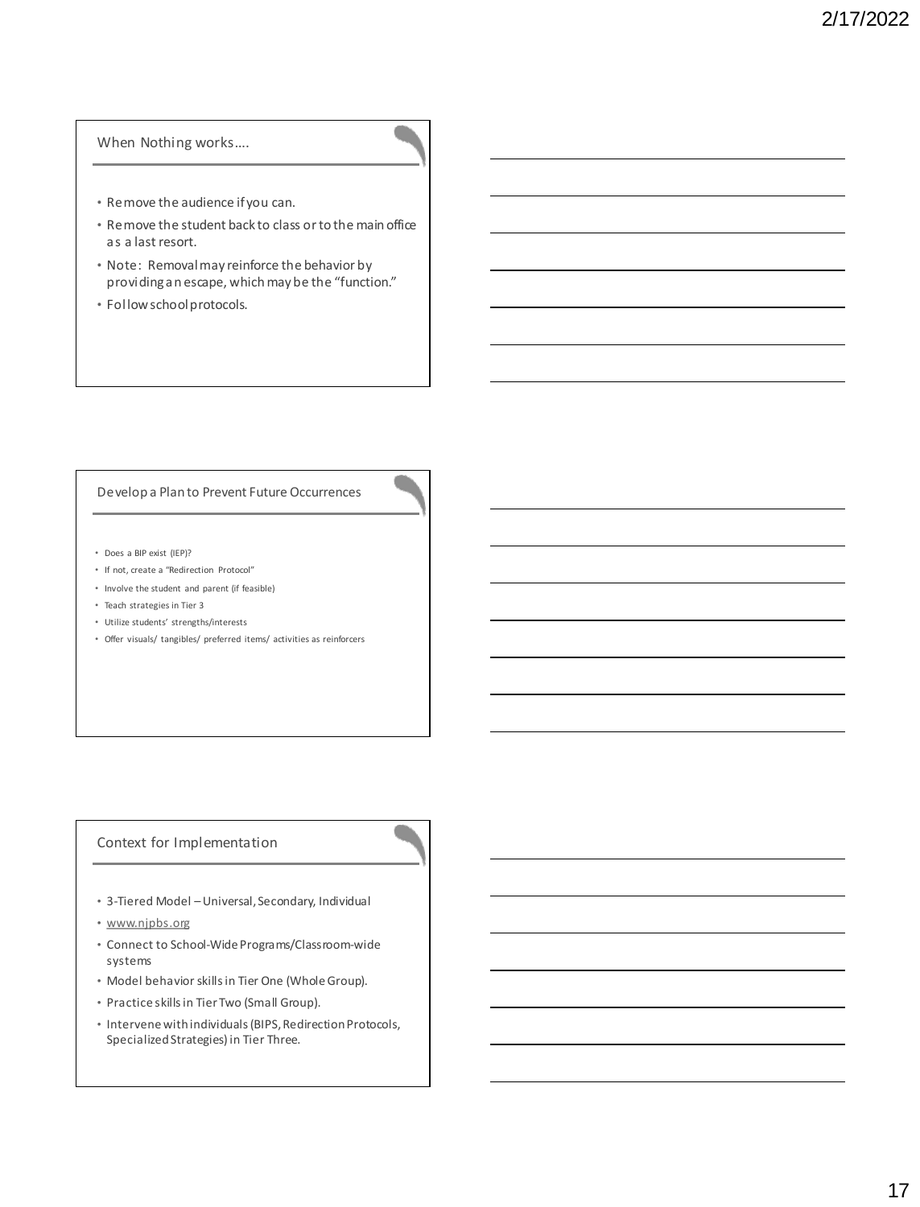## When Nothing works….

- Remove the audience if you can.
- Remove the student back to class or to the main office as a last resort.
- Note: Removal may reinforce the behavior by providing an escape, which may be the "function."
- Follow school protocols.

## Develop a Plan to Prevent Future Occurrences

- Does a BIP exist (IEP)?
- If not, create a "Redirection Protocol"
- Involve the student and parent (if feasible)
- Teach strategies in Tier 3
- Utilize students' strengths/interests
- Offer visuals/ tangibles/ preferred items/ activities as reinforcers

## Context for Implementation

- 3-Tiered Model – Universal, Secondary, Individual
- www.njpbs.org
- Connect to School-Wide Programs/Classroom-wide systems
- Model behavior skills in Tier One (Whole Group).
- Practice skills in Tier Two (Small Group).
- Intervene with individuals (BIPS, Redirection Protocols, Specialized Strategies) in Tier Three.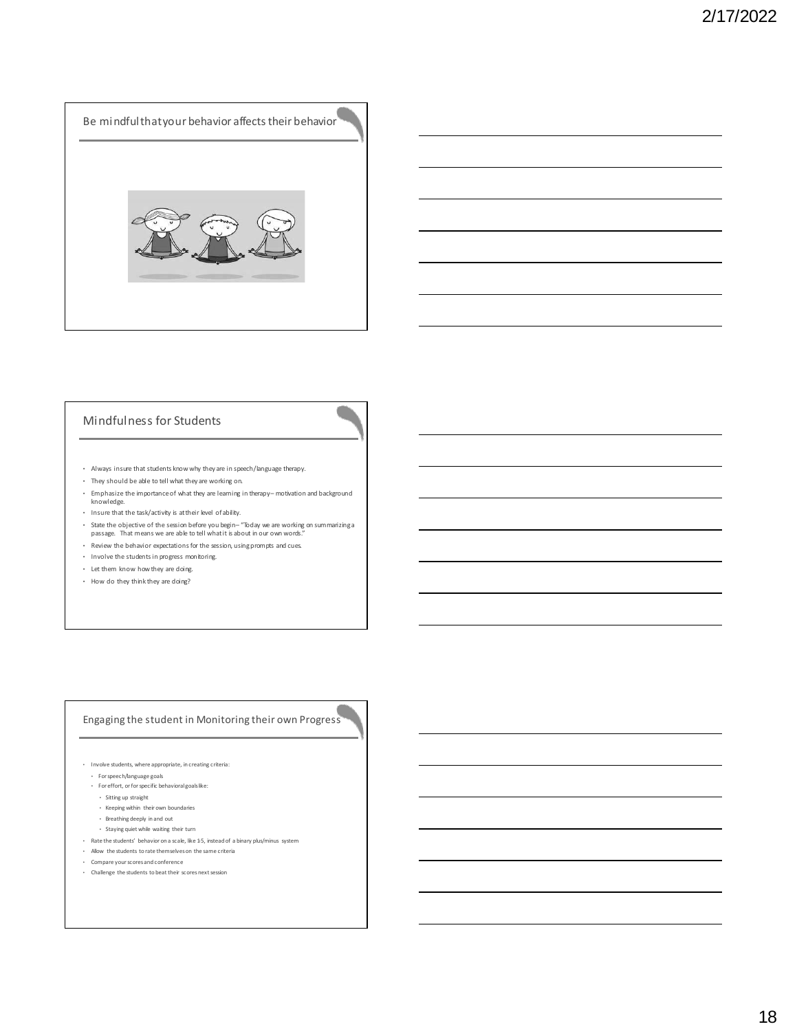## Be mindful that your behavior affects their behavior

## Mindfulness for Students

- Always insure that students know why they are in speech/language therapy.
- They should be able to tell what they are working on.
- Emphasize the importance of what they are learning in therapy– motivation and background knowledge.
- Insure that the task/activity is at their level of ability.
- State the objective of the session before you begin– "Today we are working on summarizing a passage. That means we are able to tell what it is about in our own words."
- Review the behavior expectations for the session, using prompts and cues.
- Involve the students in progress monitoring.
- Let them know how they are doing.
- How do they think they are doing?

## Engaging the student in Monitoring their own Progress

- Involve students, where appropriate, in creating criteria:
  - For speech/language goals
  - For effort, or for specific behavioral goals like:
    - Sitting up straight
    - Keeping within their own boundaries
    - Breathing deeply in and out
    - Staying quiet while waiting their turn
- Rate the students' behavior on a scale, like 1-5, instead of a binary plus/minus system
- Allow the students to rate themselves on the same criteria
- Compare your scores and conference
- Challenge the students to beat their scores next session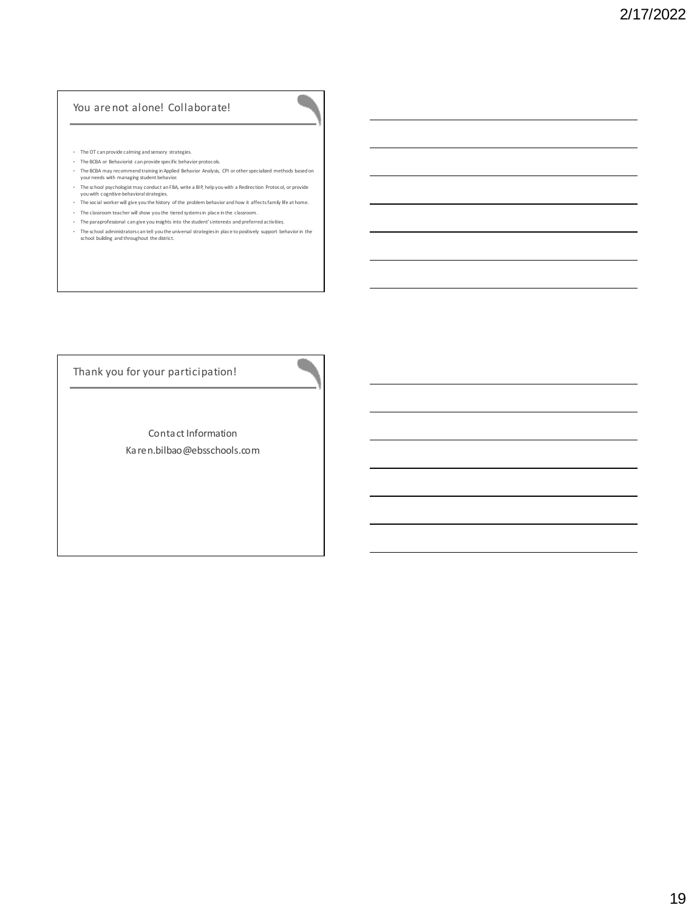## You are not alone! Collaborate!

- The OT can provide calming and sensory strategies.
- The BCBA or Behaviorist can provide specific behavior protocols.
- The BCBA may recommend training in Applied Behavior Analysis, CPI or other specialized methods based on your needs with managing student behavior.
- The school psychologist may conduct an FBA, write a BIP, help you with a Redirection Protocol, or provide you with cognitive-behavioral strategies.
- The social worker will give you the history of the problem behavior and how it affects family life at home.
- The classroom teacher will show you the tiered systems in place in the classroom.
- The paraprofessional can give you insights into the student's interests and preferred activities.
- The school administrators can tell you the universal strategies in place to positively support behavior in the school building and throughout the district.

## Thank you for your participation!

Contact Information

Karen.bilbao@ebsschools.com